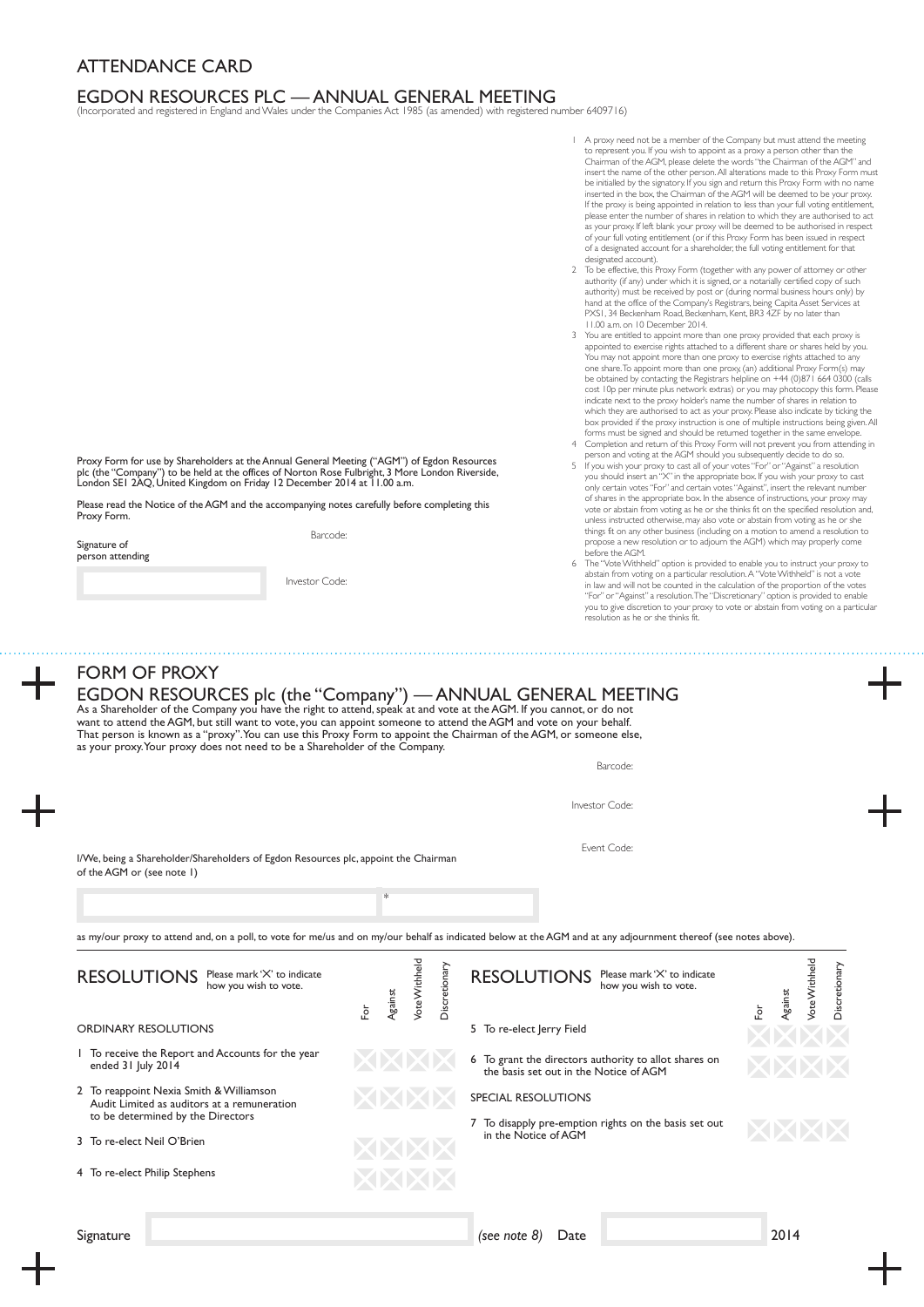# ATTENDANCE CARD

## EGDON RESOURCES PLC — ANNUAL GENERAL MEETING

(Incorporated and registered in England and Wales under the Companies Act 1985 (as amended) with registered number 6409716)

Proxy Form for use by Shareholders at the Annual General Meeting ("AGM") of Egdon Resources plc (the "Company") to be held at the offices of Norton Rose Fulbright, 3 More London Riverside, London SE1 2AQ, United Kingdom on Friday 12 December 2014 at 11.00 a.m.

Please read the Notice of the AGM and the accompanying notes carefully before completing this Proxy Form.

Signature of person attending

Barcode:

Investor Code:

1. A proxy need not be a member of the Company but must attend the meeting to represent you. If you wish to appoint as a proxy a person other than the Chairman of the AGM, please delete the words "the Chairman of the AGM" and insert the name of the other person. All alterations made to this Proxy Form must be initialled by the signatory. If you sign and return this Proxy Form with no name inserted in the box, the Chairman of the AGM will be deemed to be your proxy. If the proxy is being appointed in relation to less than your full voting entitlement, please enter the number of shares in relation to which they are authorised to act as your proxy. If left blank your proxy will be deemed to be authorised in respect of your full voting entitlement (or if this Proxy Form has been issued in respect of a designated account for a shareholder, the full voting entitlement for that designated account).
2. To be effective, this Proxy Form (together with any power of attorney or other authority (if any) under which it is signed, or a notarially certified copy of such authority) must be received by post or (during normal business hours only) by hand at the office of the Company's Registrars, being Capita Asset Services at PXS1, 34 Beckenham Road, Beckenham, Kent, BR3 4ZF by no later than 11.00 a.m. on 10 December 2014.
3. You are entitled to appoint more than one proxy provided that each proxy is appointed to exercise rights attached to a different share or shares held by you. You may not appoint more than one proxy to exercise rights attached to any one share. To appoint more than one proxy, (an) additional Proxy Form(s) may be obtained by contacting the Registrars helpline on +44 (0)871 664 0300 (calls cost 10p per minute plus network extras) or you may photocopy this form. Please indicate next to the proxy holder's name the number of shares in relation to which they are authorised to act as your proxy. Please also indicate by ticking the box provided if the proxy instruction is one of multiple instructions being given. All forms must be signed and should be returned together in the same envelope.
4. Completion and return of this Proxy Form will not prevent you from attending in person and voting at the AGM should you subsequently decide to do so.
5. If you wish your proxy to cast all of your votes "For" or "Against" a resolution you should insert an "X" in the appropriate box. If you wish your proxy to cast only certain votes "For" and certain votes "Against", insert the relevant number of shares in the appropriate box. In the absence of instructions, your proxy may vote or abstain from voting as he or she thinks fit on the specified resolution and, unless instructed otherwise, may also vote or abstain from voting as he or she things fit on any other business (including on a motion to amend a resolution to propose a new resolution or to adjourn the AGM) which may properly come before the AGM.
6. The "Vote Withheld" option is provided to enable you to instruct your proxy to abstain from voting on a particular resolution. A "Vote Withheld" is not a vote in law and will not be counted in the calculation of the proportion of the votes "For" or "Against" a resolution. The "Discretionary" option is provided to enable you to give discretion to your proxy to vote or abstain from voting on a particular resolution as he or she thinks fit.

# FORM OF PROXY

## EGDON RESOURCES plc (the "Company") — ANNUAL GENERAL MEETING

As a Shareholder of the Company you have the right to attend, speak at and vote at the AGM. If you cannot, or do not want to attend the AGM, but still want to vote, you can appoint someone to attend the AGM and vote on your behalf. That person is known as a "proxy". You can use this Proxy Form to appoint the Chairman of the AGM, or someone else, as your proxy. Your proxy does not need to be a Shareholder of the Company.

Barcode:

Investor Code:

Event Code:

I/We, being a Shareholder/Shareholders of Egdon Resources plc, appoint the Chairman of the AGM or (see note 1)

*

as my/our proxy to attend and, on a poll, to vote for me/us and on my/our behalf as indicated below at the AGM and at any adjournment thereof (see notes above).

**RESOLUTIONS** Please mark 'X' to indicate how you wish to vote.

| RESOLUTIONS | For | Against | Vote Withheld | Discretionary |
|---|---|---|---|---|
| **ORDINARY RESOLUTIONS** | | | | |
| 1 To receive the Report and Accounts for the year ended 31 July 2014 | | | | |
| 2 To reappoint Nexia Smith & Williamson Audit Limited as auditors at a remuneration to be determined by the Directors | | | | |
| 3 To re-elect Neil O'Brien | | | | |
| 4 To re-elect Philip Stephens | | | | |
| 5 To re-elect Jerry Field | | | | |
| 6 To grant the directors authority to allot shares on the basis set out in the Notice of AGM | | | | |
| **SPECIAL RESOLUTIONS** | | | | |
| 7 To disapply pre-emption rights on the basis set out in the Notice of AGM | | | | |

Signature _(see note 8)_ Date 2014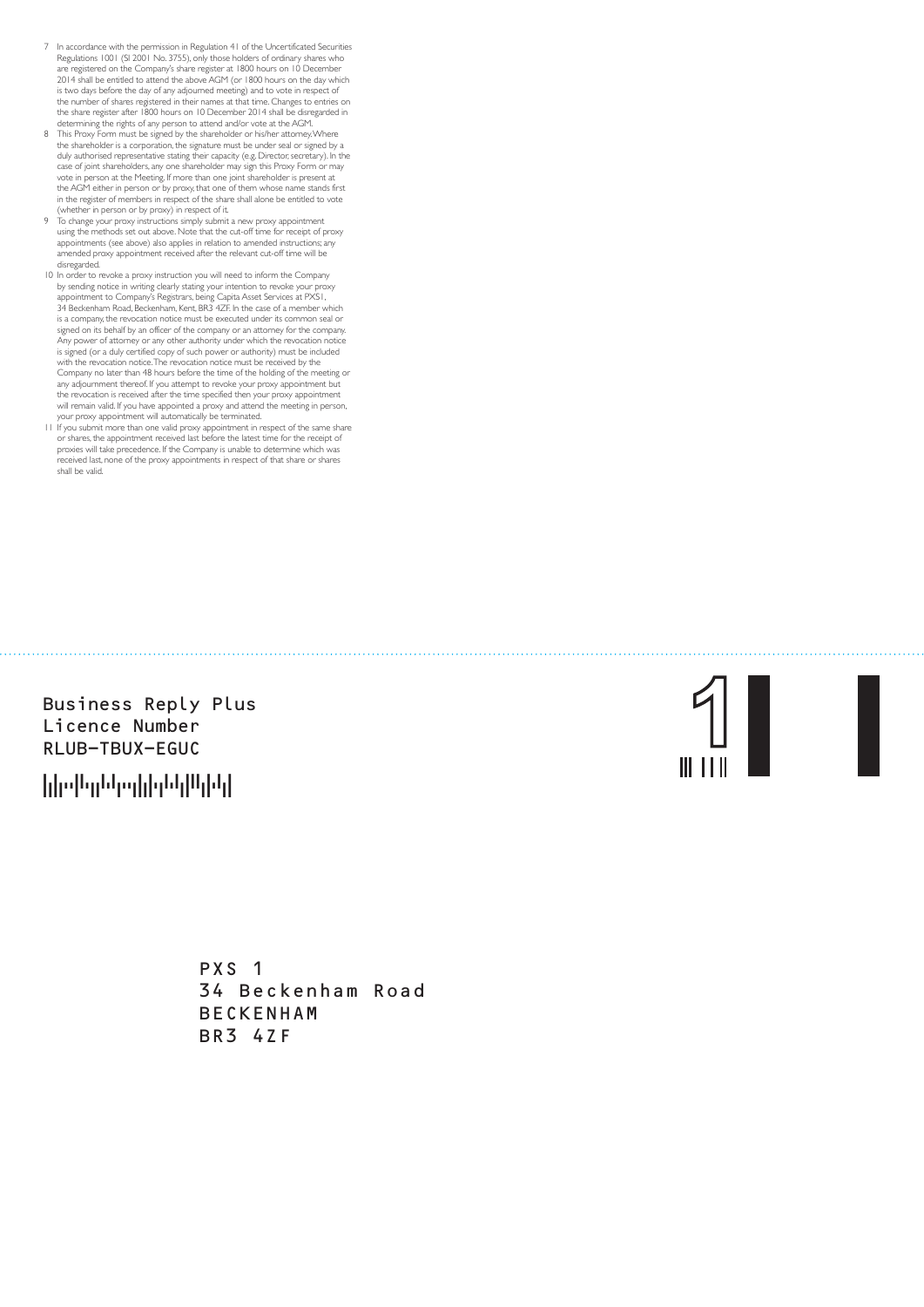7 In accordance with the permission in Regulation 41 of the Uncertificated Securities Regulations 1001 (SI 2001 No. 3755), only those holders of ordinary shares who are registered on the Company's share register at 1800 hours on 10 December 2014 shall be entitled to attend the above AGM (or 1800 hours on the day which is two days before the day of any adjourned meeting) and to vote in respect of the number of shares registered in their names at that time. Changes to entries on the share register after 1800 hours on 10 December 2014 shall be disregarded in determining the rights of any person to attend and/or vote at the AGM.

8 This Proxy Form must be signed by the shareholder or his/her attorney. Where the shareholder is a corporation, the signature must be under seal or signed by a duly authorised representative stating their capacity (e.g. Director, secretary). In the case of joint shareholders, any one shareholder may sign this Proxy Form or may vote in person at the Meeting. If more than one joint shareholder is present at the AGM either in person or by proxy, that one of them whose name stands first in the register of members in respect of the share shall alone be entitled to vote (whether in person or by proxy) in respect of it.

9 To change your proxy instructions simply submit a new proxy appointment using the methods set out above. Note that the cut-off time for receipt of proxy appointments (see above) also applies in relation to amended instructions; any amended proxy appointment received after the relevant cut-off time will be disregarded.

10 In order to revoke a proxy instruction you will need to inform the Company by sending notice in writing clearly stating your intention to revoke your proxy appointment to Company's Registrars, being Capita Asset Services at PXS1, 34 Beckenham Road, Beckenham, Kent, BR3 4ZF. In the case of a member which is a company, the revocation notice must be executed under its common seal or signed on its behalf by an officer of the company or an attorney for the company. Any power of attorney or any other authority under which the revocation notice is signed (or a duly certified copy of such power or authority) must be included with the revocation notice. The revocation notice must be received by the Company no later than 48 hours before the time of the holding of the meeting or any adjournment thereof. If you attempt to revoke your proxy appointment but the revocation is received after the time specified then your proxy appointment will remain valid. If you have appointed a proxy and attend the meeting in person, your proxy appointment will automatically be terminated.

11 If you submit more than one valid proxy appointment in respect of the same share or shares, the appointment received last before the latest time for the receipt of proxies will take precedence. If the Company is unable to determine which was received last, none of the proxy appointments in respect of that share or shares shall be valid.

Business Reply Plus
Licence Number
RLUB-TBUX-EGUC

1

PXS 1
34 Beckenham Road
BECKENHAM
BR3 4ZF